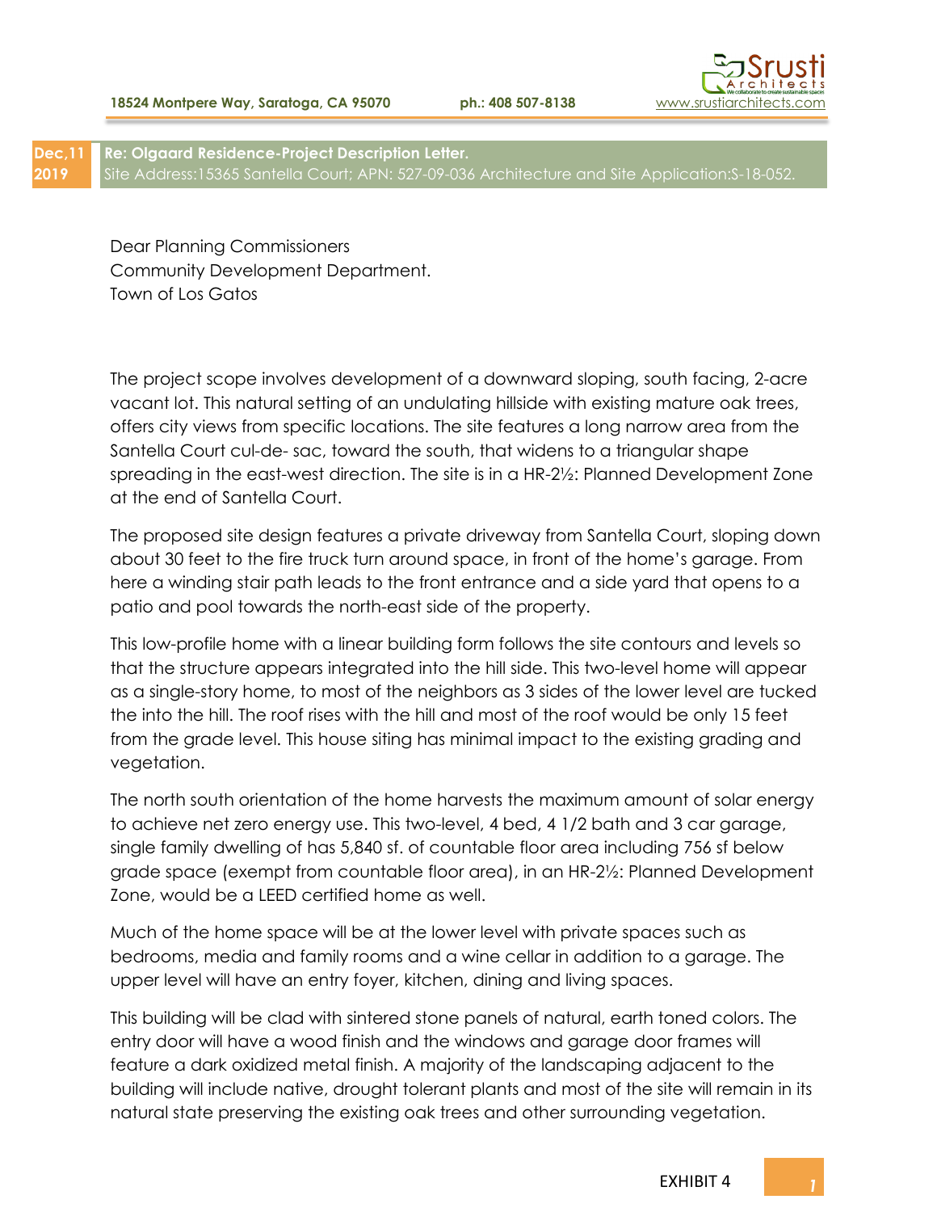18524 Montpere Way, Saratoga, CA 95070 ph.: 408 507-8138 www.srustiarchitects.com

**Dec,11 2019** **Re: Olgaard Residence-Project Description Letter.**
Site Address:15365 Santella Court; APN: 527-09-036 Architecture and Site Application:S-18-052.

Dear Planning Commissioners
Community Development Department.
Town of Los Gatos

The project scope involves development of a downward sloping, south facing, 2-acre vacant lot. This natural setting of an undulating hillside with existing mature oak trees, offers city views from specific locations. The site features a long narrow area from the Santella Court cul-de- sac, toward the south, that widens to a triangular shape spreading in the east-west direction. The site is in a HR-2½: Planned Development Zone at the end of Santella Court.

The proposed site design features a private driveway from Santella Court, sloping down about 30 feet to the fire truck turn around space, in front of the home's garage. From here a winding stair path leads to the front entrance and a side yard that opens to a patio and pool towards the north-east side of the property.

This low-profile home with a linear building form follows the site contours and levels so that the structure appears integrated into the hill side. This two-level home will appear as a single-story home, to most of the neighbors as 3 sides of the lower level are tucked the into the hill. The roof rises with the hill and most of the roof would be only 15 feet from the grade level. This house siting has minimal impact to the existing grading and vegetation.

The north south orientation of the home harvests the maximum amount of solar energy to achieve net zero energy use. This two-level, 4 bed, 4 1/2 bath and 3 car garage, single family dwelling of has 5,840 sf. of countable floor area including 756 sf below grade space (exempt from countable floor area), in an HR-2½: Planned Development Zone, would be a LEED certified home as well.

Much of the home space will be at the lower level with private spaces such as bedrooms, media and family rooms and a wine cellar in addition to a garage. The upper level will have an entry foyer, kitchen, dining and living spaces.

This building will be clad with sintered stone panels of natural, earth toned colors. The entry door will have a wood finish and the windows and garage door frames will feature a dark oxidized metal finish. A majority of the landscaping adjacent to the building will include native, drought tolerant plants and most of the site will remain in its natural state preserving the existing oak trees and other surrounding vegetation.

EXHIBIT 4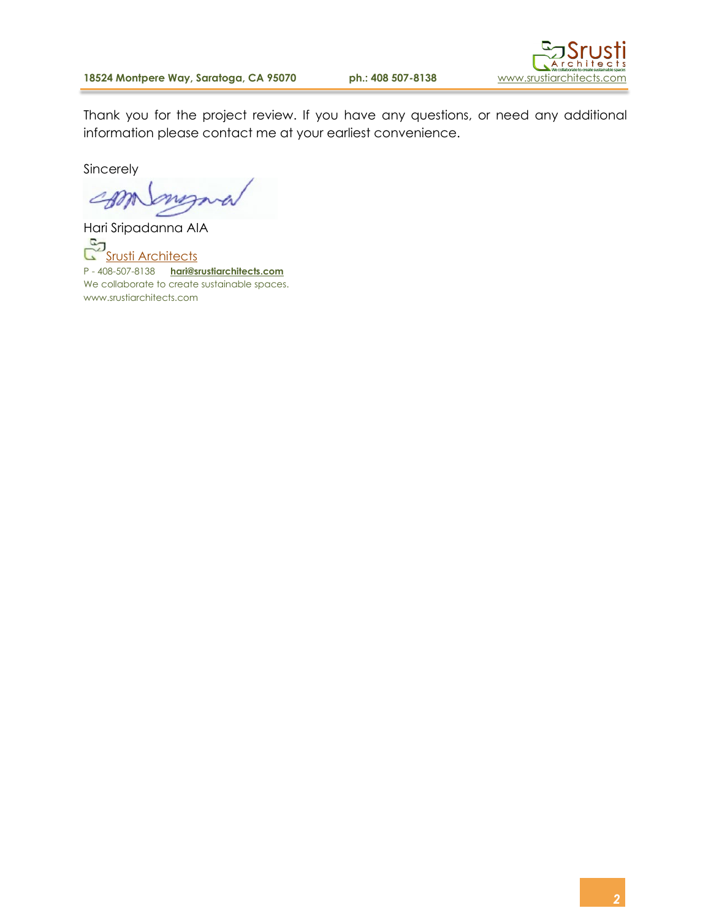Thank you for the project review. If you have any questions, or need any additional information please contact me at your earliest convenience.

Sincerely

Hari Sripadanna AIA

Srusti Architects

P - 408-507-8138 **hari@srustiarchitects.com**

We collaborate to create sustainable spaces.

www.srustiarchitects.com